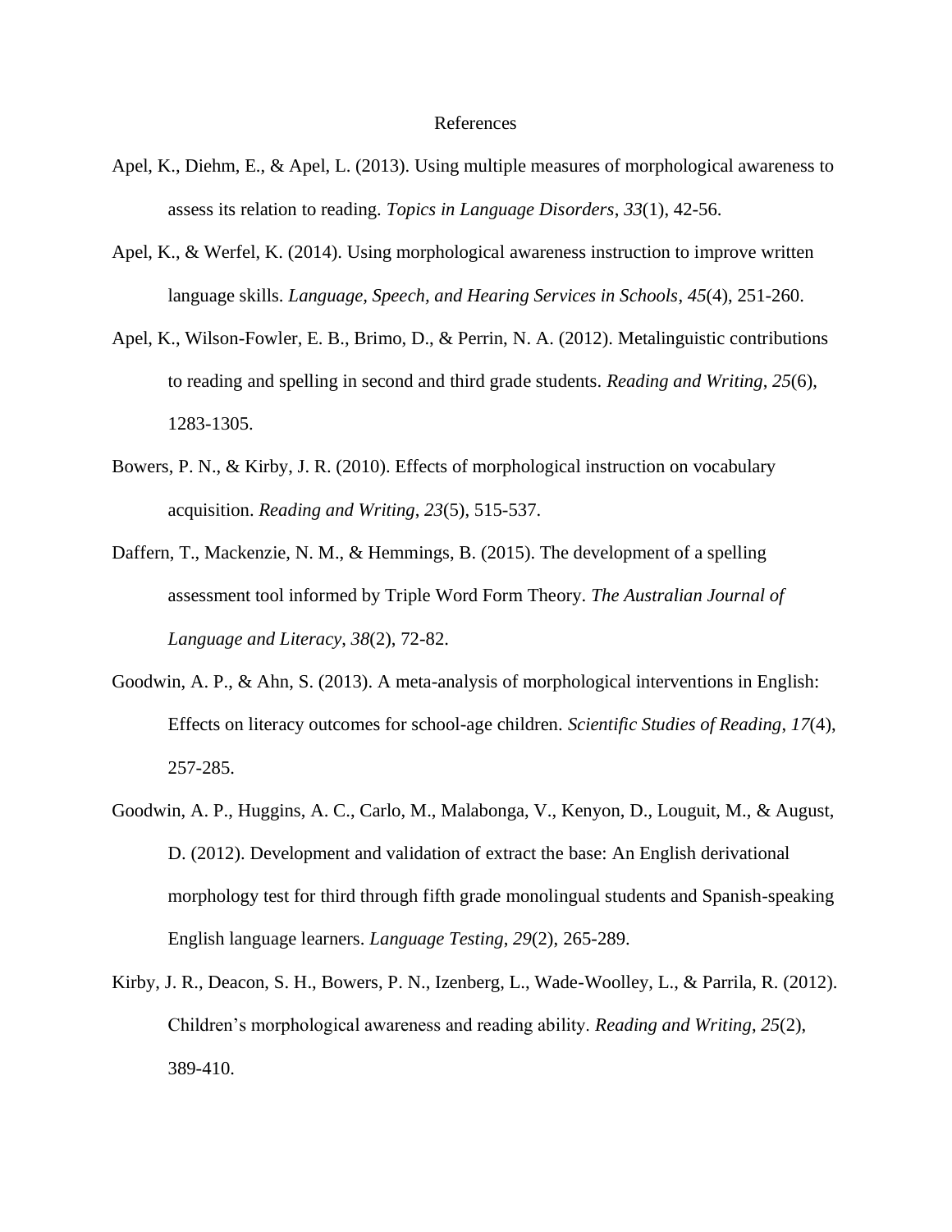# References

Apel, K., Diehm, E., & Apel, L. (2013). Using multiple measures of morphological awareness to assess its relation to reading. *Topics in Language Disorders*, *33*(1), 42-56.

Apel, K., & Werfel, K. (2014). Using morphological awareness instruction to improve written language skills. *Language, Speech, and Hearing Services in Schools*, *45*(4), 251-260.

Apel, K., Wilson-Fowler, E. B., Brimo, D., & Perrin, N. A. (2012). Metalinguistic contributions to reading and spelling in second and third grade students. *Reading and Writing*, *25*(6), 1283-1305.

Bowers, P. N., & Kirby, J. R. (2010). Effects of morphological instruction on vocabulary acquisition. *Reading and Writing*, *23*(5), 515-537.

Daffern, T., Mackenzie, N. M., & Hemmings, B. (2015). The development of a spelling assessment tool informed by Triple Word Form Theory. *The Australian Journal of Language and Literacy*, *38*(2), 72-82.

Goodwin, A. P., & Ahn, S. (2013). A meta-analysis of morphological interventions in English: Effects on literacy outcomes for school-age children. *Scientific Studies of Reading*, *17*(4), 257-285.

Goodwin, A. P., Huggins, A. C., Carlo, M., Malabonga, V., Kenyon, D., Louguit, M., & August, D. (2012). Development and validation of extract the base: An English derivational morphology test for third through fifth grade monolingual students and Spanish-speaking English language learners. *Language Testing*, *29*(2), 265-289.

Kirby, J. R., Deacon, S. H., Bowers, P. N., Izenberg, L., Wade-Woolley, L., & Parrila, R. (2012). Children's morphological awareness and reading ability. *Reading and Writing*, *25*(2), 389-410.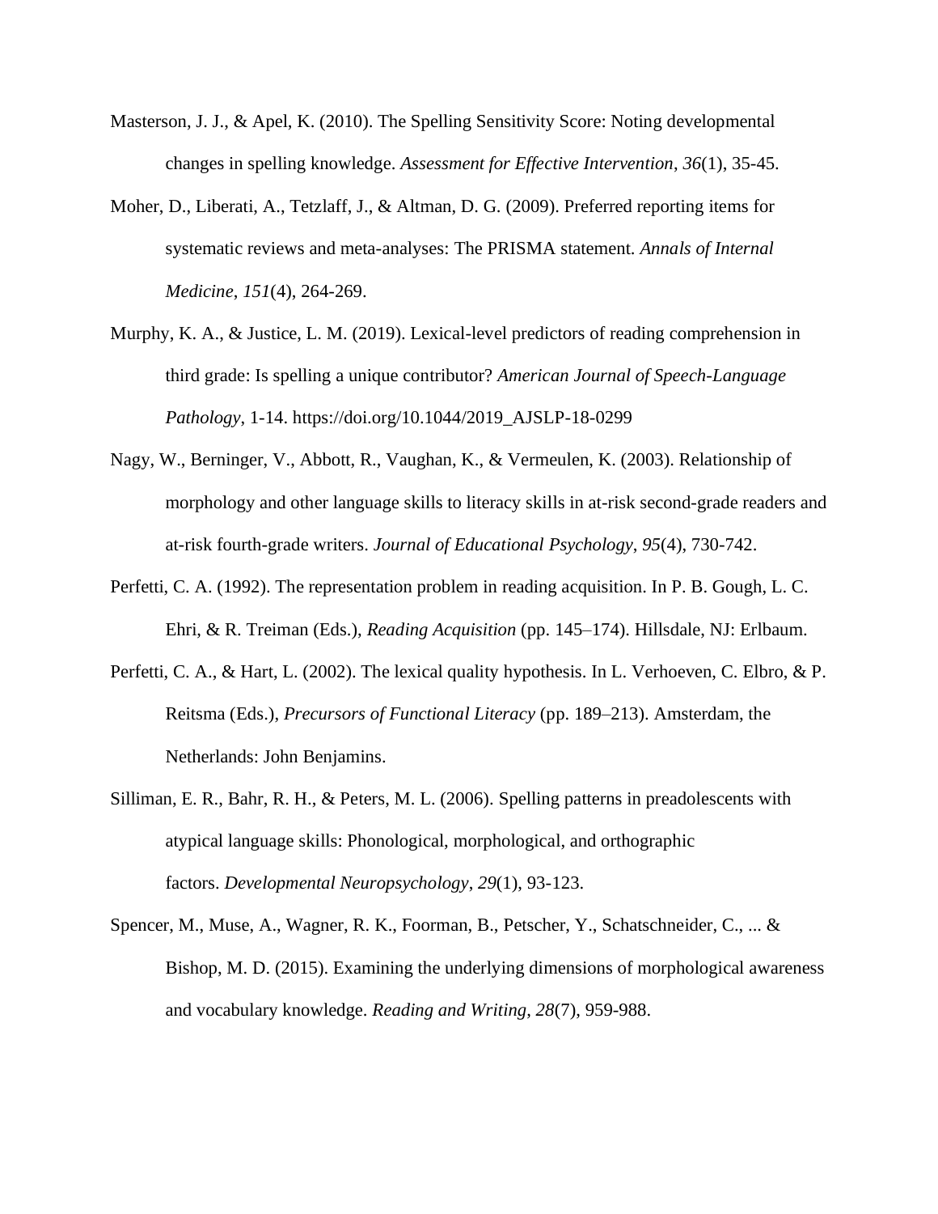Masterson, J. J., & Apel, K. (2010). The Spelling Sensitivity Score: Noting developmental changes in spelling knowledge. *Assessment for Effective Intervention*, *36*(1), 35-45.

Moher, D., Liberati, A., Tetzlaff, J., & Altman, D. G. (2009). Preferred reporting items for systematic reviews and meta-analyses: The PRISMA statement. *Annals of Internal Medicine*, *151*(4), 264-269.

Murphy, K. A., & Justice, L. M. (2019). Lexical-level predictors of reading comprehension in third grade: Is spelling a unique contributor? *American Journal of Speech-Language Pathology*, 1-14. https://doi.org/10.1044/2019_AJSLP-18-0299

Nagy, W., Berninger, V., Abbott, R., Vaughan, K., & Vermeulen, K. (2003). Relationship of morphology and other language skills to literacy skills in at-risk second-grade readers and at-risk fourth-grade writers. *Journal of Educational Psychology*, *95*(4), 730-742.

Perfetti, C. A. (1992). The representation problem in reading acquisition. In P. B. Gough, L. C. Ehri, & R. Treiman (Eds.), *Reading Acquisition* (pp. 145–174). Hillsdale, NJ: Erlbaum.

Perfetti, C. A., & Hart, L. (2002). The lexical quality hypothesis. In L. Verhoeven, C. Elbro, & P. Reitsma (Eds.), *Precursors of Functional Literacy* (pp. 189–213). Amsterdam, the Netherlands: John Benjamins.

Silliman, E. R., Bahr, R. H., & Peters, M. L. (2006). Spelling patterns in preadolescents with atypical language skills: Phonological, morphological, and orthographic factors. *Developmental Neuropsychology*, *29*(1), 93-123.

Spencer, M., Muse, A., Wagner, R. K., Foorman, B., Petscher, Y., Schatschneider, C., ... & Bishop, M. D. (2015). Examining the underlying dimensions of morphological awareness and vocabulary knowledge. *Reading and Writing*, *28*(7), 959-988.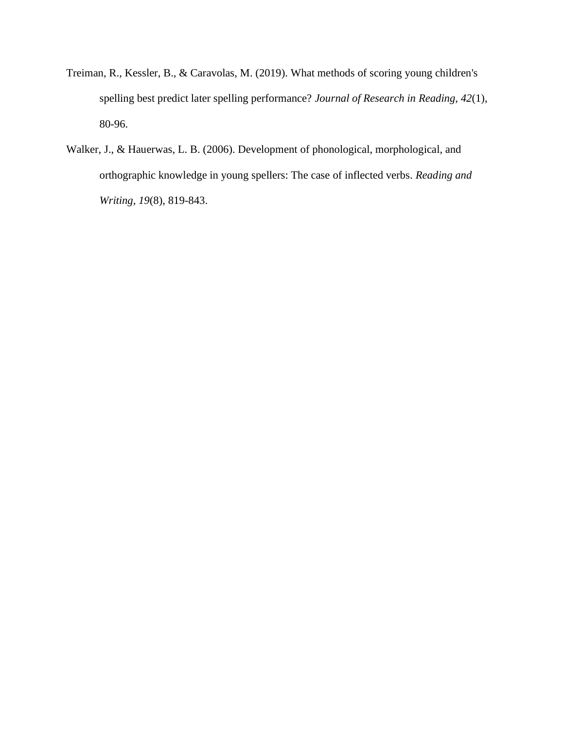Treiman, R., Kessler, B., & Caravolas, M. (2019). What methods of scoring young children's spelling best predict later spelling performance? *Journal of Research in Reading*, *42*(1), 80-96.

Walker, J., & Hauerwas, L. B. (2006). Development of phonological, morphological, and orthographic knowledge in young spellers: The case of inflected verbs. *Reading and Writing*, *19*(8), 819-843.